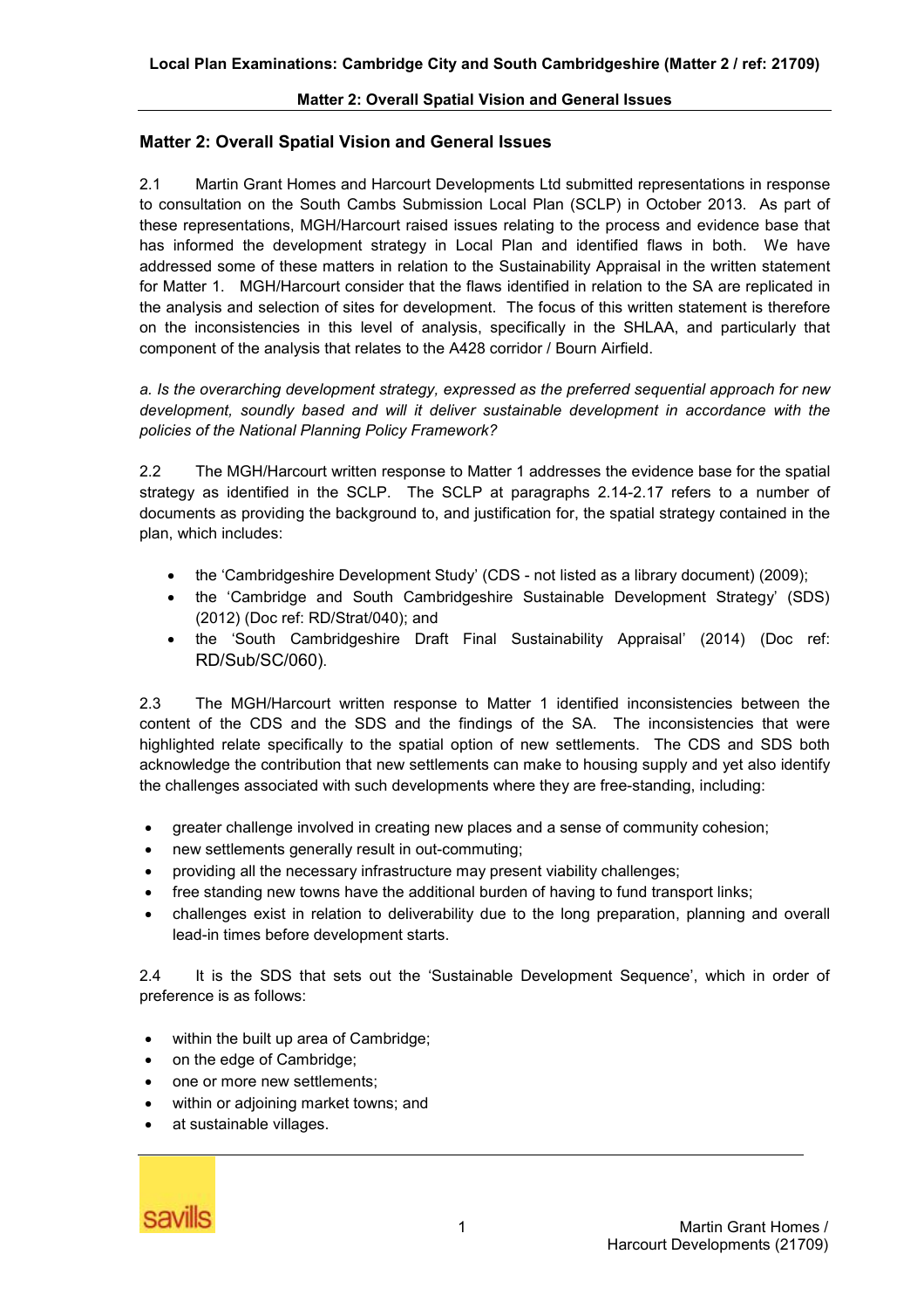## Matter 2: Overall Spatial Vision and General Issues

2.1 Martin Grant Homes and Harcourt Developments Ltd submitted representations in response to consultation on the South Cambs Submission Local Plan (SCLP) in October 2013. As part of these representations, MGH/Harcourt raised issues relating to the process and evidence base that has informed the development strategy in Local Plan and identified flaws in both. We have addressed some of these matters in relation to the Sustainability Appraisal in the written statement for Matter 1. MGH/Harcourt consider that the flaws identified in relation to the SA are replicated in the analysis and selection of sites for development. The focus of this written statement is therefore on the inconsistencies in this level of analysis, specifically in the SHLAA, and particularly that component of the analysis that relates to the A428 corridor / Bourn Airfield.

*a. Is the overarching development strategy, expressed as the preferred sequential approach for new development, soundly based and will it deliver sustainable development in accordance with the policies of the National Planning Policy Framework?*

2.2 The MGH/Harcourt written response to Matter 1 addresses the evidence base for the spatial strategy as identified in the SCLP. The SCLP at paragraphs 2.14-2.17 refers to a number of documents as providing the background to, and justification for, the spatial strategy contained in the plan, which includes:

- the 'Cambridgeshire Development Study' (CDS - not listed as a library document) (2009);
- the 'Cambridge and South Cambridgeshire Sustainable Development Strategy' (SDS) (2012) (Doc ref: RD/Strat/040); and
- the 'South Cambridgeshire Draft Final Sustainability Appraisal' (2014) (Doc ref: RD/Sub/SC/060).

2.3 The MGH/Harcourt written response to Matter 1 identified inconsistencies between the content of the CDS and the SDS and the findings of the SA. The inconsistencies that were highlighted relate specifically to the spatial option of new settlements. The CDS and SDS both acknowledge the contribution that new settlements can make to housing supply and yet also identify the challenges associated with such developments where they are free-standing, including:

- greater challenge involved in creating new places and a sense of community cohesion;
- new settlements generally result in out-commuting;
- providing all the necessary infrastructure may present viability challenges;
- free standing new towns have the additional burden of having to fund transport links;
- challenges exist in relation to deliverability due to the long preparation, planning and overall lead-in times before development starts.

2.4 It is the SDS that sets out the 'Sustainable Development Sequence', which in order of preference is as follows:

- within the built up area of Cambridge;
- on the edge of Cambridge;
- one or more new settlements;
- within or adjoining market towns; and
- at sustainable villages.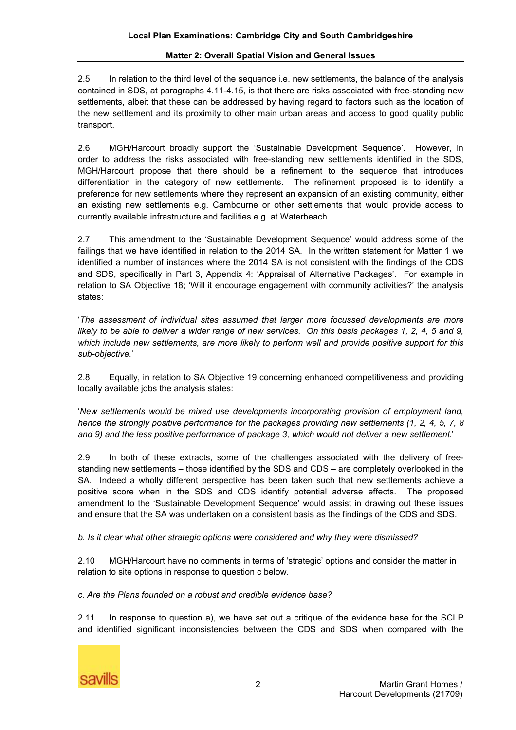2.5 In relation to the third level of the sequence i.e. new settlements, the balance of the analysis contained in SDS, at paragraphs 4.11-4.15, is that there are risks associated with free-standing new settlements, albeit that these can be addressed by having regard to factors such as the location of the new settlement and its proximity to other main urban areas and access to good quality public transport.

2.6 MGH/Harcourt broadly support the 'Sustainable Development Sequence'. However, in order to address the risks associated with free-standing new settlements identified in the SDS, MGH/Harcourt propose that there should be a refinement to the sequence that introduces differentiation in the category of new settlements. The refinement proposed is to identify a preference for new settlements where they represent an expansion of an existing community, either an existing new settlements e.g. Cambourne or other settlements that would provide access to currently available infrastructure and facilities e.g. at Waterbeach.

2.7 This amendment to the 'Sustainable Development Sequence' would address some of the failings that we have identified in relation to the 2014 SA. In the written statement for Matter 1 we identified a number of instances where the 2014 SA is not consistent with the findings of the CDS and SDS, specifically in Part 3, Appendix 4: 'Appraisal of Alternative Packages'. For example in relation to SA Objective 18; 'Will it encourage engagement with community activities?' the analysis states:

'*The assessment of individual sites assumed that larger more focussed developments are more likely to be able to deliver a wider range of new services. On this basis packages 1, 2, 4, 5 and 9, which include new settlements, are more likely to perform well and provide positive support for this sub-objective.*'

2.8 Equally, in relation to SA Objective 19 concerning enhanced competitiveness and providing locally available jobs the analysis states:

'*New settlements would be mixed use developments incorporating provision of employment land, hence the strongly positive performance for the packages providing new settlements (1, 2, 4, 5, 7, 8 and 9) and the less positive performance of package 3, which would not deliver a new settlement.*'

2.9 In both of these extracts, some of the challenges associated with the delivery of free-standing new settlements – those identified by the SDS and CDS – are completely overlooked in the SA. Indeed a wholly different perspective has been taken such that new settlements achieve a positive score when in the SDS and CDS identify potential adverse effects. The proposed amendment to the 'Sustainable Development Sequence' would assist in drawing out these issues and ensure that the SA was undertaken on a consistent basis as the findings of the CDS and SDS.

*b. Is it clear what other strategic options were considered and why they were dismissed?*

2.10 MGH/Harcourt have no comments in terms of 'strategic' options and consider the matter in relation to site options in response to question c below.

*c. Are the Plans founded on a robust and credible evidence base?*

2.11 In response to question a), we have set out a critique of the evidence base for the SCLP and identified significant inconsistencies between the CDS and SDS when compared with the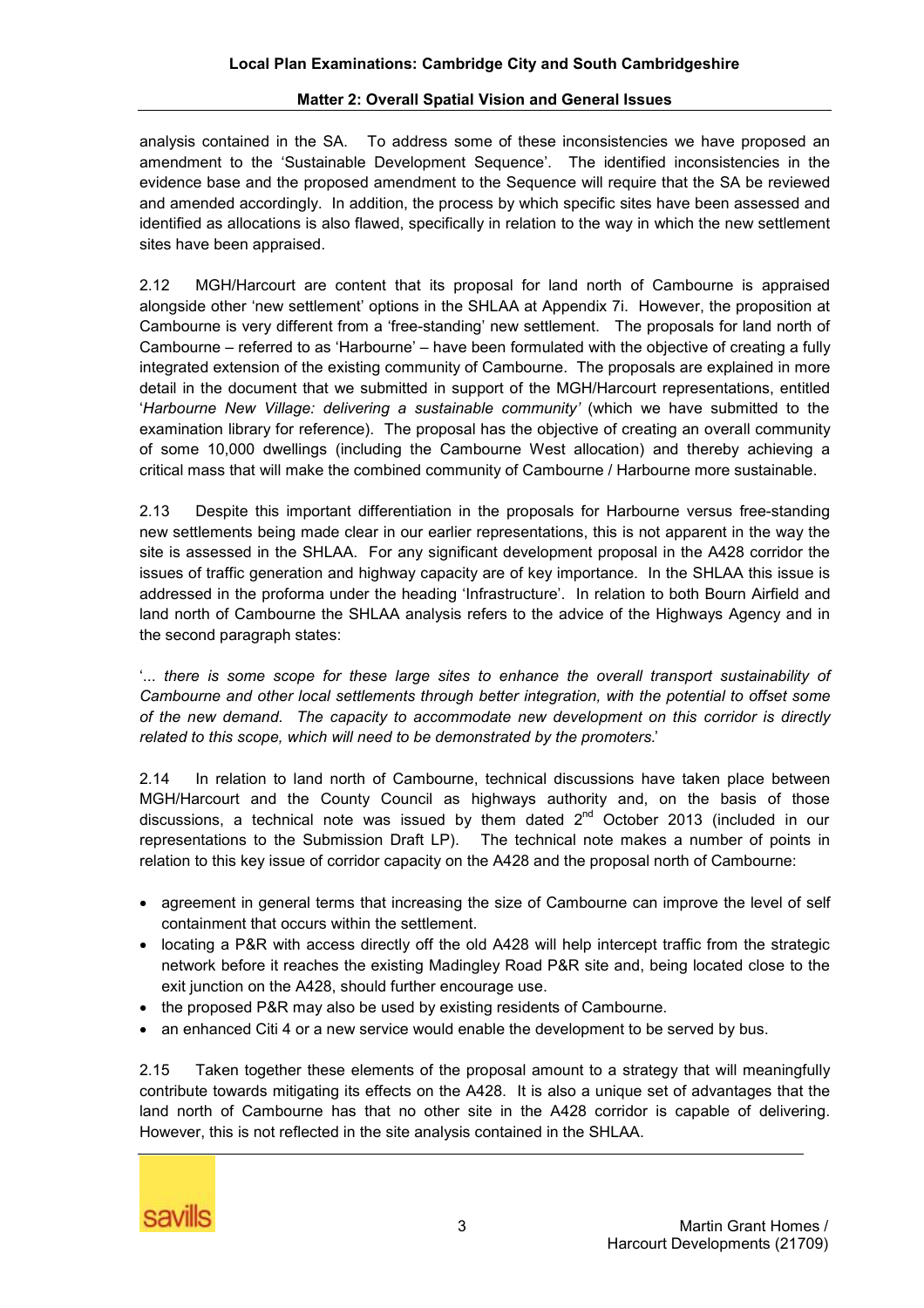analysis contained in the SA. To address some of these inconsistencies we have proposed an amendment to the 'Sustainable Development Sequence'. The identified inconsistencies in the evidence base and the proposed amendment to the Sequence will require that the SA be reviewed and amended accordingly. In addition, the process by which specific sites have been assessed and identified as allocations is also flawed, specifically in relation to the way in which the new settlement sites have been appraised.

2.12 MGH/Harcourt are content that its proposal for land north of Cambourne is appraised alongside other 'new settlement' options in the SHLAA at Appendix 7i. However, the proposition at Cambourne is very different from a 'free-standing' new settlement. The proposals for land north of Cambourne – referred to as 'Harbourne' – have been formulated with the objective of creating a fully integrated extension of the existing community of Cambourne. The proposals are explained in more detail in the document that we submitted in support of the MGH/Harcourt representations, entitled '*Harbourne New Village: delivering a sustainable community*' (which we have submitted to the examination library for reference). The proposal has the objective of creating an overall community of some 10,000 dwellings (including the Cambourne West allocation) and thereby achieving a critical mass that will make the combined community of Cambourne / Harbourne more sustainable.

2.13 Despite this important differentiation in the proposals for Harbourne versus free-standing new settlements being made clear in our earlier representations, this is not apparent in the way the site is assessed in the SHLAA. For any significant development proposal in the A428 corridor the issues of traffic generation and highway capacity are of key importance. In the SHLAA this issue is addressed in the proforma under the heading 'Infrastructure'. In relation to both Bourn Airfield and land north of Cambourne the SHLAA analysis refers to the advice of the Highways Agency and in the second paragraph states:

'*... there is some scope for these large sites to enhance the overall transport sustainability of Cambourne and other local settlements through better integration, with the potential to offset some of the new demand. The capacity to accommodate new development on this corridor is directly related to this scope, which will need to be demonstrated by the promoters.*'

2.14 In relation to land north of Cambourne, technical discussions have taken place between MGH/Harcourt and the County Council as highways authority and, on the basis of those discussions, a technical note was issued by them dated 2nd October 2013 (included in our representations to the Submission Draft LP). The technical note makes a number of points in relation to this key issue of corridor capacity on the A428 and the proposal north of Cambourne:

- agreement in general terms that increasing the size of Cambourne can improve the level of self containment that occurs within the settlement.
- locating a P&R with access directly off the old A428 will help intercept traffic from the strategic network before it reaches the existing Madingley Road P&R site and, being located close to the exit junction on the A428, should further encourage use.
- the proposed P&R may also be used by existing residents of Cambourne.
- an enhanced Citi 4 or a new service would enable the development to be served by bus.

2.15 Taken together these elements of the proposal amount to a strategy that will meaningfully contribute towards mitigating its effects on the A428. It is also a unique set of advantages that the land north of Cambourne has that no other site in the A428 corridor is capable of delivering. However, this is not reflected in the site analysis contained in the SHLAA.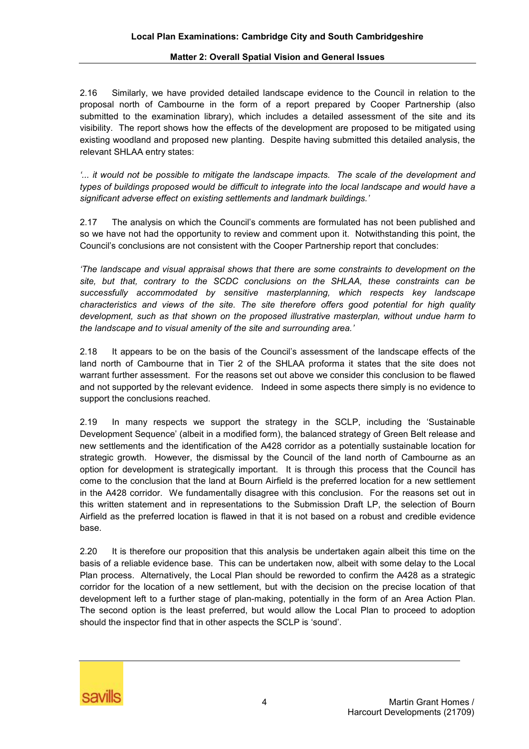2.16 Similarly, we have provided detailed landscape evidence to the Council in relation to the proposal north of Cambourne in the form of a report prepared by Cooper Partnership (also submitted to the examination library), which includes a detailed assessment of the site and its visibility. The report shows how the effects of the development are proposed to be mitigated using existing woodland and proposed new planting. Despite having submitted this detailed analysis, the relevant SHLAA entry states:

*'... it would not be possible to mitigate the landscape impacts. The scale of the development and types of buildings proposed would be difficult to integrate into the local landscape and would have a significant adverse effect on existing settlements and landmark buildings.'*

2.17 The analysis on which the Council's comments are formulated has not been published and so we have not had the opportunity to review and comment upon it. Notwithstanding this point, the Council's conclusions are not consistent with the Cooper Partnership report that concludes:

*'The landscape and visual appraisal shows that there are some constraints to development on the site, but that, contrary to the SCDC conclusions on the SHLAA, these constraints can be successfully accommodated by sensitive masterplanning, which respects key landscape characteristics and views of the site. The site therefore offers good potential for high quality development, such as that shown on the proposed illustrative masterplan, without undue harm to the landscape and to visual amenity of the site and surrounding area.'*

2.18 It appears to be on the basis of the Council's assessment of the landscape effects of the land north of Cambourne that in Tier 2 of the SHLAA proforma it states that the site does not warrant further assessment. For the reasons set out above we consider this conclusion to be flawed and not supported by the relevant evidence. Indeed in some aspects there simply is no evidence to support the conclusions reached.

2.19 In many respects we support the strategy in the SCLP, including the 'Sustainable Development Sequence' (albeit in a modified form), the balanced strategy of Green Belt release and new settlements and the identification of the A428 corridor as a potentially sustainable location for strategic growth. However, the dismissal by the Council of the land north of Cambourne as an option for development is strategically important. It is through this process that the Council has come to the conclusion that the land at Bourn Airfield is the preferred location for a new settlement in the A428 corridor. We fundamentally disagree with this conclusion. For the reasons set out in this written statement and in representations to the Submission Draft LP, the selection of Bourn Airfield as the preferred location is flawed in that it is not based on a robust and credible evidence base.

2.20 It is therefore our proposition that this analysis be undertaken again albeit this time on the basis of a reliable evidence base. This can be undertaken now, albeit with some delay to the Local Plan process. Alternatively, the Local Plan should be reworded to confirm the A428 as a strategic corridor for the location of a new settlement, but with the decision on the precise location of that development left to a further stage of plan-making, potentially in the form of an Area Action Plan. The second option is the least preferred, but would allow the Local Plan to proceed to adoption should the inspector find that in other aspects the SCLP is 'sound'.